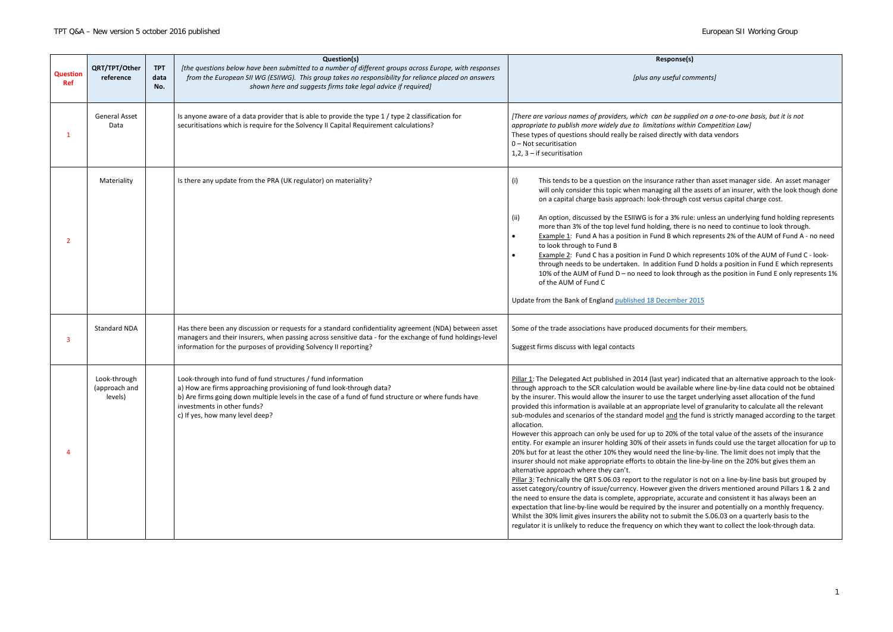| Question Ref | QRT/TPT/Other reference | TPT data No. | Question(s) *[the questions below have been submitted to a number of different groups across Europe, with responses from the European SII WG (ESIIWG). This group takes no responsibility for reliance placed on answers shown here and suggests firms take legal advice if required]* | Response(s) *[plus any useful comments]* |
|---|---|---|---|---|
| 1 | General Asset Data | | Is anyone aware of a data provider that is able to provide the type 1 / type 2 classification for securitisations which is require for the Solvency II Capital Requirement calculations? | *[There are various names of providers, which can be supplied on a one-to-one basis, but it is not appropriate to publish more widely due to limitations within Competition Law]*<br>These types of questions should really be raised directly with data vendors<br>0 – Not securitisation<br>1,2, 3 – if securitisation |
| 2 | Materiality | | Is there any update from the PRA (UK regulator) on materiality? | (i) This tends to be a question on the insurance rather than asset manager side. An asset manager will only consider this topic when managing all the assets of an insurer, with the look though done on a capital charge basis approach: look-through cost versus capital charge cost.<br><br>(ii) An option, discussed by the ESIIWG is for a 3% rule: unless an underlying fund holding represents more than 3% of the top level fund holding, there is no need to continue to look through.<br>• <u>Example 1</u>: Fund A has a position in Fund B which represents 2% of the AUM of Fund A - no need to look through to Fund B<br>• <u>Example 2</u>: Fund C has a position in Fund D which represents 10% of the AUM of Fund C - look-through needs to be undertaken. In addition Fund D holds a position in Fund E which represents 10% of the AUM of Fund D – no need to look through as the position in Fund E only represents 1% of the AUM of Fund C<br><br>Update from the Bank of England published 18 December 2015 |
| 3 | Standard NDA | | Has there been any discussion or requests for a standard confidentiality agreement (NDA) between asset managers and their insurers, when passing across sensitive data - for the exchange of fund holdings-level information for the purposes of providing Solvency II reporting? | Some of the trade associations have produced documents for their members.<br><br>Suggest firms discuss with legal contacts |
| 4 | Look-through (approach and levels) | | Look-through into fund of fund structures / fund information<br>a) How are firms approaching provisioning of fund look-through data?<br>b) Are firms going down multiple levels in the case of a fund of fund structure or where funds have investments in other funds?<br>c) If yes, how many level deep? | <u>Pillar 1</u>: The Delegated Act published in 2014 (last year) indicated that an alternative approach to the look-through approach to the SCR calculation would be available where line-by-line data could not be obtained by the insurer. This would allow the insurer to use the target underlying asset allocation of the fund provided this information is available at an appropriate level of granularity to calculate all the relevant sub-modules and scenarios of the standard model <u>and</u> the fund is strictly managed according to the target allocation.<br>However this approach can only be used for up to 20% of the total value of the assets of the insurance entity. For example an insurer holding 30% of their assets in funds could use the target allocation for up to 20% but for at least the other 10% they would need the line-by-line. The limit does not imply that the insurer should not make appropriate efforts to obtain the line-by-line on the 20% but gives them an alternative approach where they can't.<br><u>Pillar 3</u>: Technically the QRT S.06.03 report to the regulator is not on a line-by-line basis but grouped by asset category/country of issue/currency. However given the drivers mentioned around Pillars 1 & 2 and the need to ensure the data is complete, appropriate, accurate and consistent it has always been an expectation that line-by-line would be required by the insurer and potentially on a monthly frequency. Whilst the 30% limit gives insurers the ability not to submit the S.06.03 on a quarterly basis to the regulator it is unlikely to reduce the frequency on which they want to collect the look-through data. |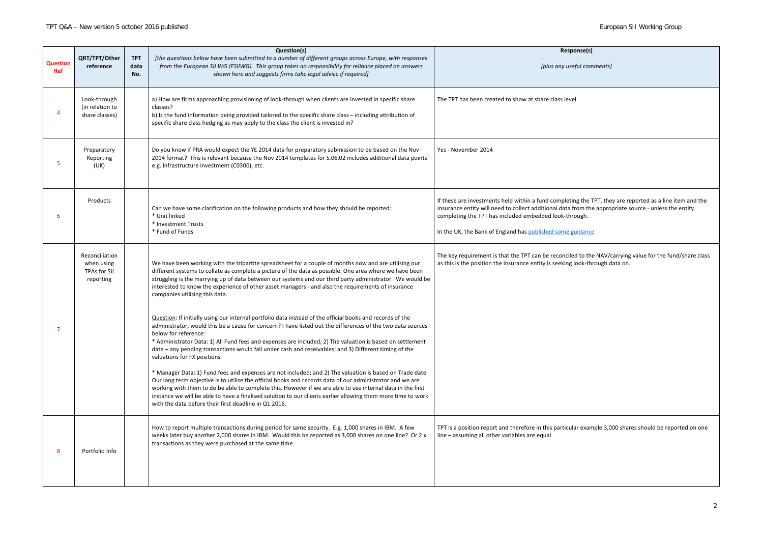| Question Ref | QRT/TPT/Other reference | TPT data No. | Question(s) [the questions below have been submitted to a number of different groups across Europe, with responses from the European SII WG (ESIIWG). This group takes no responsibility for reliance placed on answers shown here and suggests firms take legal advice if required] | Response(s) [plus any useful comments] |
|---|---|---|---|---|
| 4 | Look-through (in relation to share classes) | | a) How are firms approaching provisioning of look-through when clients are invested in specific share classes?<br>b) Is the fund information being provided tailored to the specific share class – including attribution of specific share class hedging as may apply to the class the client is invested in? | The TPT has been created to show at share class level |
| 5 | Preparatory Reporting (UK) | | Do you know if PRA would expect the YE 2014 data for preparatory submission to be based on the Nov 2014 format? This is relevant because the Nov 2014 templates for S.06.02 includes additional data points e.g. infrastructure investment (C0300), etc. | Yes - November 2014 |
| 6 | Products | | Can we have some clarification on the following products and how they should be reported:<br>* Unit linked<br>* Investment Trusts<br>* Fund of Funds | If these are investments held within a fund completing the TPT, they are reported as a line item and the insurance entity will need to collect additional data from the appropriate source - unless the entity completing the TPT has included embedded look-through.<br><br>In the UK, the Bank of England has [published some guidance](#) |
| 7 | Reconciliation when using TPAs for SII reporting | | We have been working with the tripartite spreadsheet for a couple of months now and are utilising our different systems to collate as complete a picture of the data as possible. One area where we have been struggling is the marrying up of data between our systems and our third party administrator. We would be interested to know the experience of other asset managers - and also the requirements of insurance companies utilising this data.<br><br>Question: If initially using our internal portfolio data instead of the official books and records of the administrator, would this be a cause for concern? I have listed out the differences of the two data sources below for reference:<br>* Administrator Data: 1) All Fund fees and expenses are included; 2) The valuation is based on settlement date – any pending transactions would fall under cash and receivables; and 3) Different timing of the valuations for FX positions<br><br>* Manager Data: 1) Fund fees and expenses are not included; and 2) The valuation is based on Trade date Our long term objective is to utilise the official books and records data of our administrator and we are working with them to do be able to complete this. However if we are able to use internal data in the first instance we will be able to have a finalised solution to our clients earlier allowing them more time to work with the data before their first deadline in Q1 2016. | The key requirement is that the TPT can be reconciled to the NAV/carrying value for the fund/share class as this is the position the insurance entity is seeking look-through data on. |
| 8 | Portfolio Info | | How to report multiple transactions during period for same security. E.g. 1,000 shares in IBM. A few weeks later buy another 2,000 shares in IBM. Would this be reported as 3,000 shares on one line? Or 2 x transactions as they were purchased at the same time | TPT is a position report and therefore in this particular example 3,000 shares should be reported on one line – assuming all other variables are equal |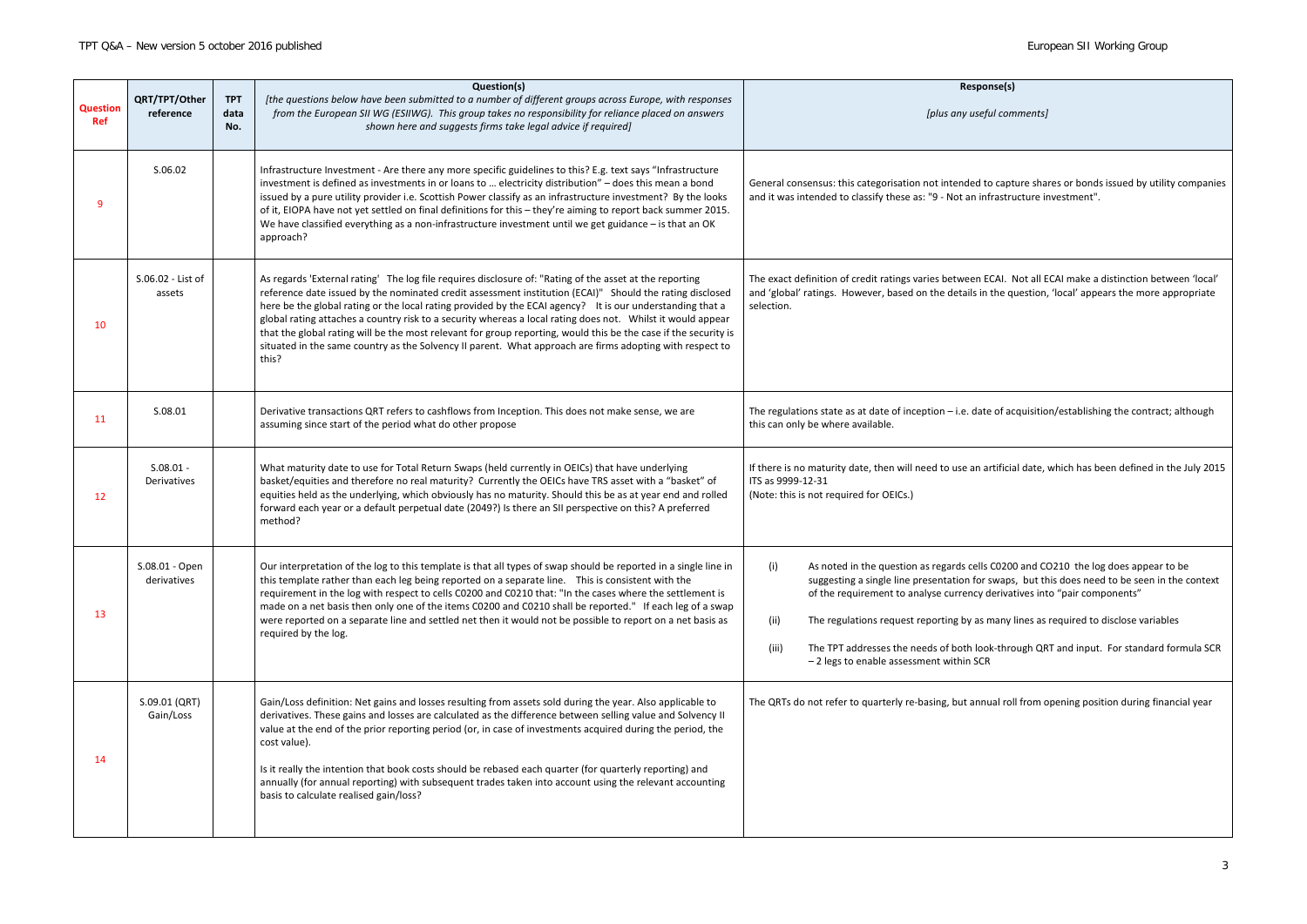| Question Ref | QRT/TPT/Other reference | TPT data No. | Question(s) *[the questions below have been submitted to a number of different groups across Europe, with responses from the European SII WG (ESIIWG). This group takes no responsibility for reliance placed on answers shown here and suggests firms take legal advice if required]* | Response(s) *[plus any useful comments]* |
|---|---|---|---|---|
| 9 | S.06.02 | | Infrastructure Investment - Are there any more specific guidelines to this? E.g. text says "Infrastructure investment is defined as investments in or loans to … electricity distribution" – does this mean a bond issued by a pure utility provider i.e. Scottish Power classify as an infrastructure investment? By the looks of it, EIOPA have not yet settled on final definitions for this – they're aiming to report back summer 2015. We have classified everything as a non-infrastructure investment until we get guidance – is that an OK approach? | General consensus: this categorisation not intended to capture shares or bonds issued by utility companies and it was intended to classify these as: "9 - Not an infrastructure investment". |
| 10 | S.06.02 - List of assets | | As regards 'External rating' The log file requires disclosure of: "Rating of the asset at the reporting reference date issued by the nominated credit assessment institution (ECAI)" Should the rating disclosed here be the global rating or the local rating provided by the ECAI agency? It is our understanding that a global rating attaches a country risk to a security whereas a local rating does not. Whilst it would appear that the global rating will be the most relevant for group reporting, would this be the case if the security is situated in the same country as the Solvency II parent. What approach are firms adopting with respect to this? | The exact definition of credit ratings varies between ECAI. Not all ECAI make a distinction between 'local' and 'global' ratings. However, based on the details in the question, 'local' appears the more appropriate selection. |
| 11 | S.08.01 | | Derivative transactions QRT refers to cashflows from Inception. This does not make sense, we are assuming since start of the period what do other propose | The regulations state as at date of inception – i.e. date of acquisition/establishing the contract; although this can only be where available. |
| 12 | S.08.01 - Derivatives | | What maturity date to use for Total Return Swaps (held currently in OEICs) that have underlying basket/equities and therefore no real maturity? Currently the OEICs have TRS asset with a "basket" of equities held as the underlying, which obviously has no maturity. Should this be as at year end and rolled forward each year or a default perpetual date (2049?) Is there an SII perspective on this? A preferred method? | If there is no maturity date, then will need to use an artificial date, which has been defined in the July 2015 ITS as 9999-12-31<br>(Note: this is not required for OEICs.) |
| 13 | S.08.01 - Open derivatives | | Our interpretation of the log to this template is that all types of swap should be reported in a single line in this template rather than each leg being reported on a separate line. This is consistent with the requirement in the log with respect to cells C0200 and C0210 that: "In the cases where the settlement is made on a net basis then only one of the items C0200 and C0210 shall be reported." If each leg of a swap were reported on a separate line and settled net then it would not be possible to report on a net basis as required by the log. | (i) As noted in the question as regards cells C0200 and C0210 the log does appear to be suggesting a single line presentation for swaps, but this does need to be seen in the context of the requirement to analyse currency derivatives into "pair components"<br><br>(ii) The regulations request reporting by as many lines as required to disclose variables<br><br>(iii) The TPT addresses the needs of both look-through QRT and input. For standard formula SCR – 2 legs to enable assessment within SCR |
| 14 | S.09.01 (QRT) Gain/Loss | | Gain/Loss definition: Net gains and losses resulting from assets sold during the year. Also applicable to derivatives. These gains and losses are calculated as the difference between selling value and Solvency II value at the end of the prior reporting period (or, in case of investments acquired during the period, the cost value).<br><br>Is it really the intention that book costs should be rebased each quarter (for quarterly reporting) and annually (for annual reporting) with subsequent trades taken into account using the relevant accounting basis to calculate realised gain/loss? | The QRTs do not refer to quarterly re-basing, but annual roll from opening position during financial year |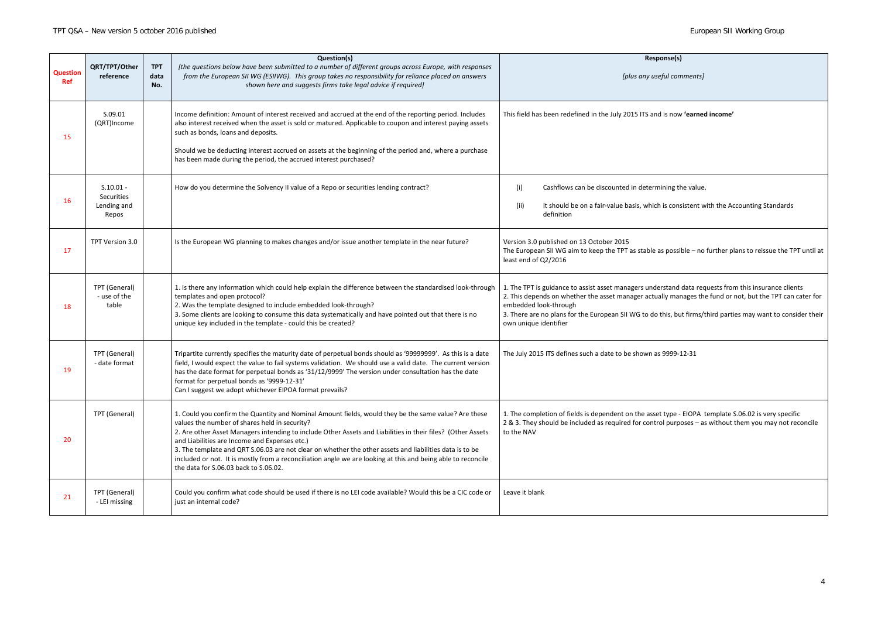| Question Ref | QRT/TPT/Other reference | TPT data No. | Question(s) *[the questions below have been submitted to a number of different groups across Europe, with responses from the European SII WG (ESIIWG). This group takes no responsibility for reliance placed on answers shown here and suggests firms take legal advice if required]* | Response(s) *[plus any useful comments]* |
|---|---|---|---|---|
| 15 | S.09.01 (QRT)Income | | Income definition: Amount of interest received and accrued at the end of the reporting period. Includes also interest received when the asset is sold or matured. Applicable to coupon and interest paying assets such as bonds, loans and deposits.<br><br>Should we be deducting interest accrued on assets at the beginning of the period and, where a purchase has been made during the period, the accrued interest purchased? | This field has been redefined in the July 2015 ITS and is now **'earned income'** |
| 16 | S.10.01 - Securities Lending and Repos | | How do you determine the Solvency II value of a Repo or securities lending contract? | (i) Cashflows can be discounted in determining the value.<br><br>(ii) It should be on a fair-value basis, which is consistent with the Accounting Standards definition |
| 17 | TPT Version 3.0 | | Is the European WG planning to makes changes and/or issue another template in the near future? | Version 3.0 published on 13 October 2015<br>The European SII WG aim to keep the TPT as stable as possible – no further plans to reissue the TPT until at least end of Q2/2016 |
| 18 | TPT (General) - use of the table | | 1. Is there any information which could help explain the difference between the standardised look-through templates and open protocol?<br>2. Was the template designed to include embedded look-through?<br>3. Some clients are looking to consume this data systematically and have pointed out that there is no unique key included in the template - could this be created? | 1. The TPT is guidance to assist asset managers understand data requests from this insurance clients<br>2. This depends on whether the asset manager actually manages the fund or not, but the TPT can cater for embedded look-through<br>3. There are no plans for the European SII WG to do this, but firms/third parties may want to consider their own unique identifier |
| 19 | TPT (General) - date format | | Tripartite currently specifies the maturity date of perpetual bonds should as '99999999'. As this is a date field, I would expect the value to fail systems validation. We should use a valid date. The current version has the date format for perpetual bonds as '31/12/9999' The version under consultation has the date format for perpetual bonds as '9999-12-31'<br>Can I suggest we adopt whichever EIPOA format prevails? | The July 2015 ITS defines such a date to be shown as 9999-12-31 |
| 20 | TPT (General) | | 1. Could you confirm the Quantity and Nominal Amount fields, would they be the same value? Are these values the number of shares held in security?<br>2. Are other Asset Managers intending to include Other Assets and Liabilities in their files? (Other Assets and Liabilities are Income and Expenses etc.)<br>3. The template and QRT S.06.03 are not clear on whether the other assets and liabilities data is to be included or not. It is mostly from a reconciliation angle we are looking at this and being able to reconcile the data for S.06.03 back to S.06.02. | 1. The completion of fields is dependent on the asset type - EIOPA template S.06.02 is very specific<br>2 & 3. They should be included as required for control purposes – as without them you may not reconcile to the NAV |
| 21 | TPT (General) - LEI missing | | Could you confirm what code should be used if there is no LEI code available? Would this be a CIC code or just an internal code? | Leave it blank |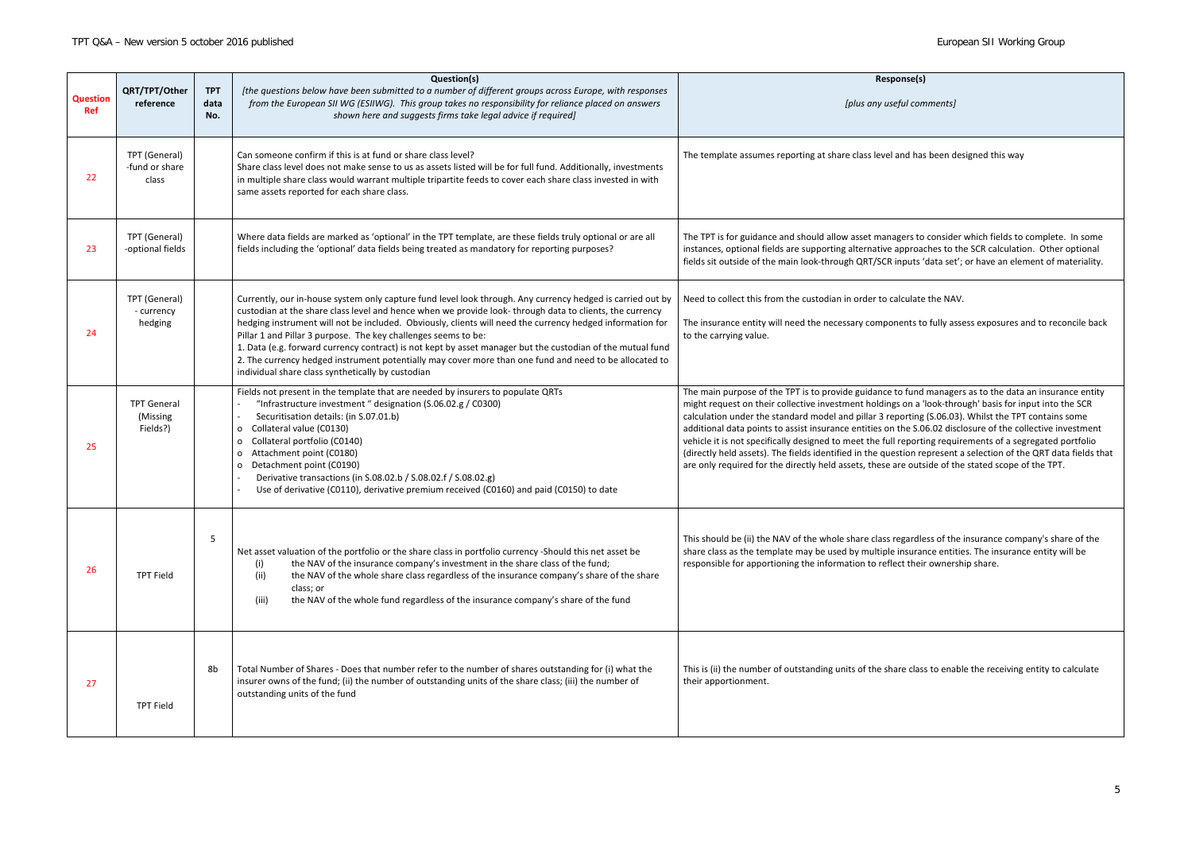| Question Ref | QRT/TPT/Other reference | TPT data No. | Question(s) [the questions below have been submitted to a number of different groups across Europe, with responses from the European SII WG (ESIIWG). This group takes no responsibility for reliance placed on answers shown here and suggests firms take legal advice if required] | Response(s) [plus any useful comments] |
|---|---|---|---|---|
| 22 | TPT (General) -fund or share class | | Can someone confirm if this is at fund or share class level?<br>Share class level does not make sense to us as assets listed will be for full fund. Additionally, investments in multiple share class would warrant multiple tripartite feeds to cover each share class invested in with same assets reported for each share class. | The template assumes reporting at share class level and has been designed this way |
| 23 | TPT (General) -optional fields | | Where data fields are marked as 'optional' in the TPT template, are these fields truly optional or are all fields including the 'optional' data fields being treated as mandatory for reporting purposes? | The TPT is for guidance and should allow asset managers to consider which fields to complete. In some instances, optional fields are supporting alternative approaches to the SCR calculation. Other optional fields sit outside of the main look-through QRT/SCR inputs 'data set'; or have an element of materiality. |
| 24 | TPT (General) - currency hedging | | Currently, our in-house system only capture fund level look through. Any currency hedged is carried out by custodian at the share class level and hence when we provide look- through data to clients, the currency hedging instrument will not be included. Obviously, clients will need the currency hedged information for Pillar 1 and Pillar 3 purpose. The key challenges seems to be:<br>1. Data (e.g. forward currency contract) is not kept by asset manager but the custodian of the mutual fund<br>2. The currency hedged instrument potentially may cover more than one fund and need to be allocated to individual share class synthetically by custodian | Need to collect this from the custodian in order to calculate the NAV.<br><br>The insurance entity will need the necessary components to fully assess exposures and to reconcile back to the carrying value. |
| 25 | TPT General (Missing Fields?) | | Fields not present in the template that are needed by insurers to populate QRTs<br>- "Infrastructure investment " designation (S.06.02.g / C0300)<br>- Securitisation details: (in S.07.01.b)<br>o Collateral value (C0130)<br>o Collateral portfolio (C0140)<br>o Attachment point (C0180)<br>o Detachment point (C0190)<br>- Derivative transactions (in S.08.02.b / S.08.02.f / S.08.02.g)<br>- Use of derivative (C0110), derivative premium received (C0160) and paid (C0150) to date | The main purpose of the TPT is to provide guidance to fund managers as to the data an insurance entity might request on their collective investment holdings on a 'look-through' basis for input into the SCR calculation under the standard model and pillar 3 reporting (S.06.03). Whilst the TPT contains some additional data points to assist insurance entities on the S.06.02 disclosure of the collective investment vehicle it is not specifically designed to meet the full reporting requirements of a segregated portfolio (directly held assets). The fields identified in the question represent a selection of the QRT data fields that are only required for the directly held assets, these are outside of the stated scope of the TPT. |
| 26 | TPT Field | 5 | Net asset valuation of the portfolio or the share class in portfolio currency -Should this net asset be<br>(i) the NAV of the insurance company's investment in the share class of the fund;<br>(ii) the NAV of the whole share class regardless of the insurance company's share of the share class; or<br>(iii) the NAV of the whole fund regardless of the insurance company's share of the fund | This should be (ii) the NAV of the whole share class regardless of the insurance company's share of the share class as the template may be used by multiple insurance entities. The insurance entity will be responsible for apportioning the information to reflect their ownership share. |
| 27 | TPT Field | 8b | Total Number of Shares - Does that number refer to the number of shares outstanding for (i) what the insurer owns of the fund; (ii) the number of outstanding units of the share class; (iii) the number of outstanding units of the fund | This is (ii) the number of outstanding units of the share class to enable the receiving entity to calculate their apportionment. |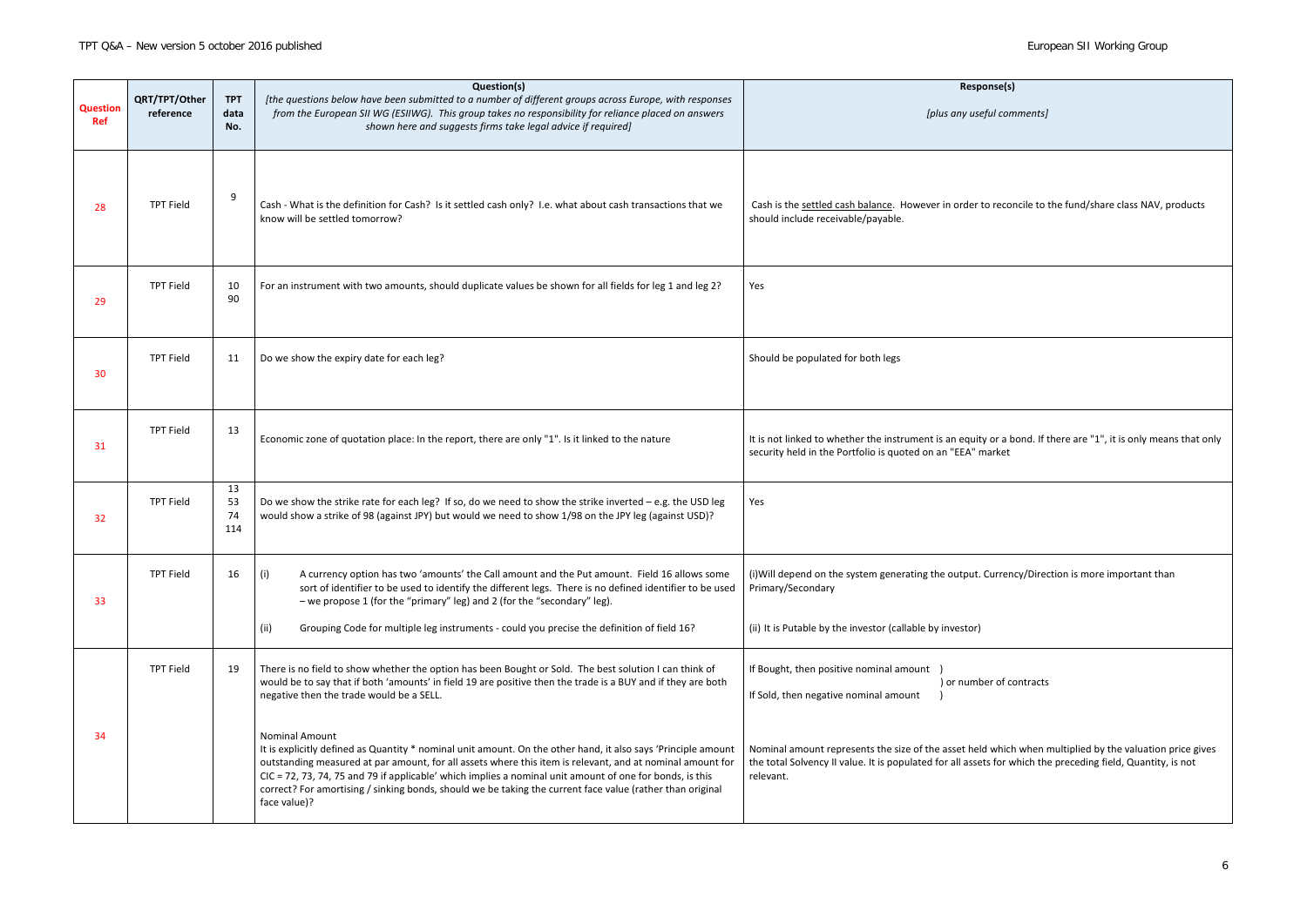| Question Ref | QRT/TPT/Other reference | TPT data No. | Question(s) *[the questions below have been submitted to a number of different groups across Europe, with responses from the European SII WG (ESIIWG). This group takes no responsibility for reliance placed on answers shown here and suggests firms take legal advice if required]* | Response(s) *[plus any useful comments]* |
|---|---|---|---|---|
| 28 | TPT Field | 9 | Cash - What is the definition for Cash? Is it settled cash only? I.e. what about cash transactions that we know will be settled tomorrow? | Cash is the settled cash balance. However in order to reconcile to the fund/share class NAV, products should include receivable/payable. |
| 29 | TPT Field | 10<br>90 | For an instrument with two amounts, should duplicate values be shown for all fields for leg 1 and leg 2? | Yes |
| 30 | TPT Field | 11 | Do we show the expiry date for each leg? | Should be populated for both legs |
| 31 | TPT Field | 13 | Economic zone of quotation place: In the report, there are only "1". Is it linked to the nature | It is not linked to whether the instrument is an equity or a bond. If there are "1", it is only means that only security held in the Portfolio is quoted on an "EEA" market |
| 32 | TPT Field | 13<br>53<br>74<br>114 | Do we show the strike rate for each leg? If so, do we need to show the strike inverted – e.g. the USD leg would show a strike of 98 (against JPY) but would we need to show 1/98 on the JPY leg (against USD)? | Yes |
| 33 | TPT Field | 16 | (i) A currency option has two 'amounts' the Call amount and the Put amount. Field 16 allows some sort of identifier to be used to identify the different legs. There is no defined identifier to be used – we propose 1 (for the "primary" leg) and 2 (for the "secondary" leg).<br><br>(ii) Grouping Code for multiple leg instruments - could you precise the definition of field 16? | (i)Will depend on the system generating the output. Currency/Direction is more important than Primary/Secondary<br><br>(ii) It is Putable by the investor (callable by investor) |
| 34 | TPT Field | 19 | There is no field to show whether the option has been Bought or Sold. The best solution I can think of would be to say that if both 'amounts' in field 19 are positive then the trade is a BUY and if they are both negative then the trade would be a SELL.<br><br>Nominal Amount<br>It is explicitly defined as Quantity * nominal unit amount. On the other hand, it also says 'Principle amount outstanding measured at par amount, for all assets where this item is relevant, and at nominal amount for CIC = 72, 73, 74, 75 and 79 if applicable' which implies a nominal unit amount of one for bonds, is this correct? For amortising / sinking bonds, should we be taking the current face value (rather than original face value)? | If Bought, then positive nominal amount ) or number of contracts<br>If Sold, then negative nominal amount )<br><br>Nominal amount represents the size of the asset held which when multiplied by the valuation price gives the total Solvency II value. It is populated for all assets for which the preceding field, Quantity, is not relevant. |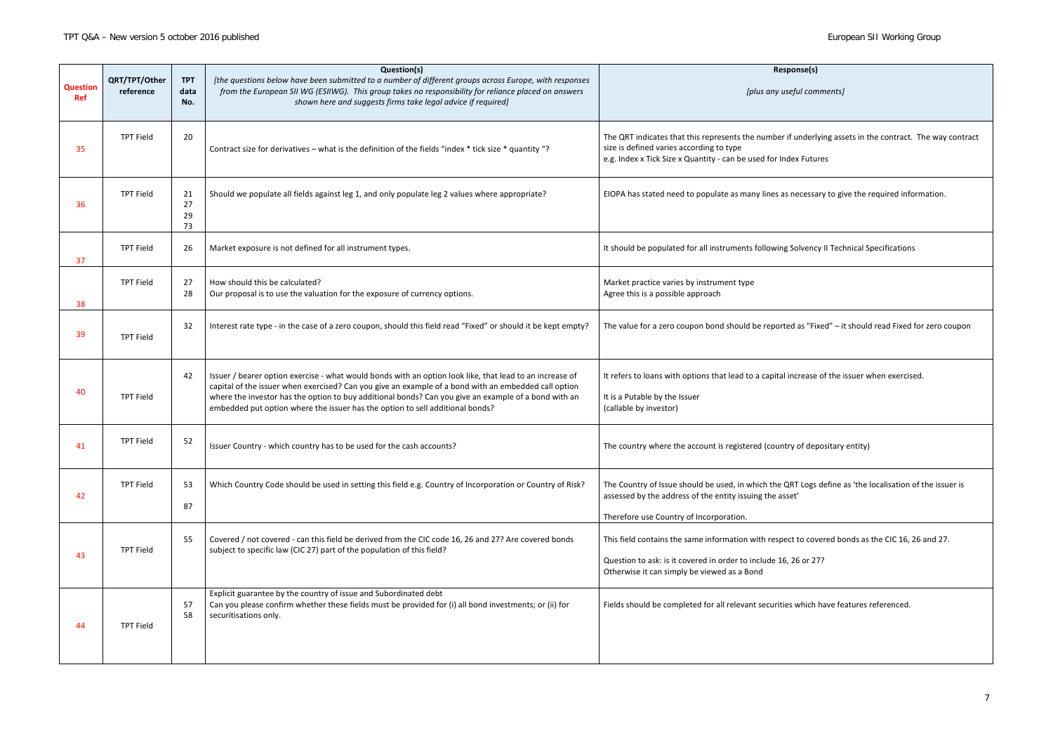| Question Ref | QRT/TPT/Other reference | TPT data No. | Question(s) *[the questions below have been submitted to a number of different groups across Europe, with responses from the European SII WG (ESIIWG). This group takes no responsibility for reliance placed on answers shown here and suggests firms take legal advice if required]* | Response(s) *[plus any useful comments]* |
|---|---|---|---|---|
| 35 | TPT Field | 20 | Contract size for derivatives – what is the definition of the fields "index * tick size * quantity "? | The QRT indicates that this represents the number if underlying assets in the contract. The way contract size is defined varies according to type<br>e.g. Index x Tick Size x Quantity - can be used for Index Futures |
| 36 | TPT Field | 21<br>27<br>29<br>73 | Should we populate all fields against leg 1, and only populate leg 2 values where appropriate? | EIOPA has stated need to populate as many lines as necessary to give the required information. |
| 37 | TPT Field | 26 | Market exposure is not defined for all instrument types. | It should be populated for all instruments following Solvency II Technical Specifications |
| 38 | TPT Field | 27<br>28 | How should this be calculated?<br>Our proposal is to use the valuation for the exposure of currency options. | Market practice varies by instrument type<br>Agree this is a possible approach |
| 39 | TPT Field | 32 | Interest rate type - in the case of a zero coupon, should this field read "Fixed" or should it be kept empty? | The value for a zero coupon bond should be reported as "Fixed" – it should read Fixed for zero coupon |
| 40 | TPT Field | 42 | Issuer / bearer option exercise - what would bonds with an option look like, that lead to an increase of capital of the issuer when exercised? Can you give an example of a bond with an embedded call option where the investor has the option to buy additional bonds? Can you give an example of a bond with an embedded put option where the issuer has the option to sell additional bonds? | It refers to loans with options that lead to a capital increase of the issuer when exercised.<br><br>It is a Putable by the Issuer<br>(callable by investor) |
| 41 | TPT Field | 52 | Issuer Country - which country has to be used for the cash accounts? | The country where the account is registered (country of depositary entity) |
| 42 | TPT Field | 53<br><br>87 | Which Country Code should be used in setting this field e.g. Country of Incorporation or Country of Risk? | The Country of Issue should be used, in which the QRT Logs define as 'the localisation of the issuer is assessed by the address of the entity issuing the asset'<br><br>Therefore use Country of Incorporation. |
| 43 | TPT Field | 55 | Covered / not covered - can this field be derived from the CIC code 16, 26 and 27? Are covered bonds subject to specific law (CIC 27) part of the population of this field? | This field contains the same information with respect to covered bonds as the CIC 16, 26 and 27.<br><br>Question to ask: is it covered in order to include 16, 26 or 27?<br>Otherwise it can simply be viewed as a Bond |
| 44 | TPT Field | 57<br>58 | Explicit guarantee by the country of issue and Subordinated debt<br>Can you please confirm whether these fields must be provided for (i) all bond investments; or (ii) for securitisations only. | Fields should be completed for all relevant securities which have features referenced. |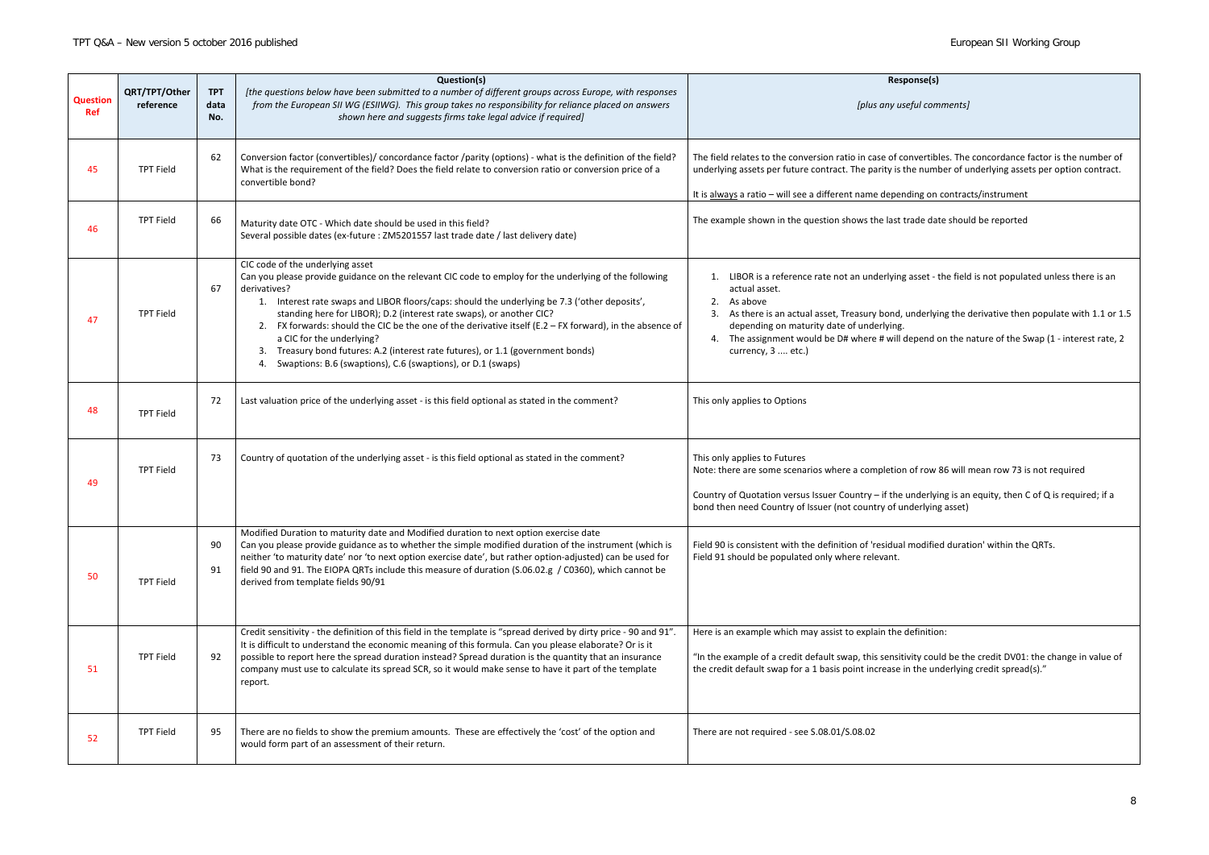| Question Ref | QRT/TPT/Other reference | TPT data No. | Question(s)<br>*[the questions below have been submitted to a number of different groups across Europe, with responses from the European SII WG (ESIIWG). This group takes no responsibility for reliance placed on answers shown here and suggests firms take legal advice if required]* | Response(s)<br><br>*[plus any useful comments]* |
|---|---|---|---|---|
| 45 | TPT Field | 62 | Conversion factor (convertibles)/ concordance factor /parity (options) - what is the definition of the field? What is the requirement of the field? Does the field relate to conversion ratio or conversion price of a convertible bond? | The field relates to the conversion ratio in case of convertibles. The concordance factor is the number of underlying assets per future contract. The parity is the number of underlying assets per option contract.<br><br>It is always a ratio – will see a different name depending on contracts/instrument |
| 46 | TPT Field | 66 | Maturity date OTC - Which date should be used in this field?<br>Several possible dates (ex-future : ZM5201557 last trade date / last delivery date) | The example shown in the question shows the last trade date should be reported |
| 47 | TPT Field | 67 | CIC code of the underlying asset<br>Can you please provide guidance on the relevant CIC code to employ for the underlying of the following derivatives?<br>1. Interest rate swaps and LIBOR floors/caps: should the underlying be 7.3 ('other deposits', standing here for LIBOR); D.2 (interest rate swaps), or another CIC?<br>2. FX forwards: should the CIC be the one of the derivative itself (E.2 – FX forward), in the absence of a CIC for the underlying?<br>3. Treasury bond futures: A.2 (interest rate futures), or 1.1 (government bonds)<br>4. Swaptions: B.6 (swaptions), C.6 (swaptions), or D.1 (swaps) | 1. LIBOR is a reference rate not an underlying asset - the field is not populated unless there is an actual asset.<br>2. As above<br>3. As there is an actual asset, Treasury bond, underlying the derivative then populate with 1.1 or 1.5 depending on maturity date of underlying.<br>4. The assignment would be D# where # will depend on the nature of the Swap (1 - interest rate, 2 currency, 3 .... etc.) |
| 48 | TPT Field | 72 | Last valuation price of the underlying asset - is this field optional as stated in the comment? | This only applies to Options |
| 49 | TPT Field | 73 | Country of quotation of the underlying asset - is this field optional as stated in the comment? | This only applies to Futures<br>Note: there are some scenarios where a completion of row 86 will mean row 73 is not required<br><br>Country of Quotation versus Issuer Country – if the underlying is an equity, then C of Q is required; if a bond then need Country of Issuer (not country of underlying asset) |
| 50 | TPT Field | 90<br><br>91 | Modified Duration to maturity date and Modified duration to next option exercise date<br>Can you please provide guidance as to whether the simple modified duration of the instrument (which is neither 'to maturity date' nor 'to next option exercise date', but rather option-adjusted) can be used for field 90 and 91. The EIOPA QRTs include this measure of duration (S.06.02.g / C0360), which cannot be derived from template fields 90/91 | Field 90 is consistent with the definition of 'residual modified duration' within the QRTs.<br>Field 91 should be populated only where relevant. |
| 51 | TPT Field | 92 | Credit sensitivity - the definition of this field in the template is "spread derived by dirty price - 90 and 91". It is difficult to understand the economic meaning of this formula. Can you please elaborate? Or is it possible to report here the spread duration instead? Spread duration is the quantity that an insurance company must use to calculate its spread SCR, so it would make sense to have it part of the template report. | Here is an example which may assist to explain the definition:<br><br>"In the example of a credit default swap, this sensitivity could be the credit DV01: the change in value of the credit default swap for a 1 basis point increase in the underlying credit spread(s)." |
| 52 | TPT Field | 95 | There are no fields to show the premium amounts. These are effectively the 'cost' of the option and would form part of an assessment of their return. | There are not required - see S.08.01/S.08.02 |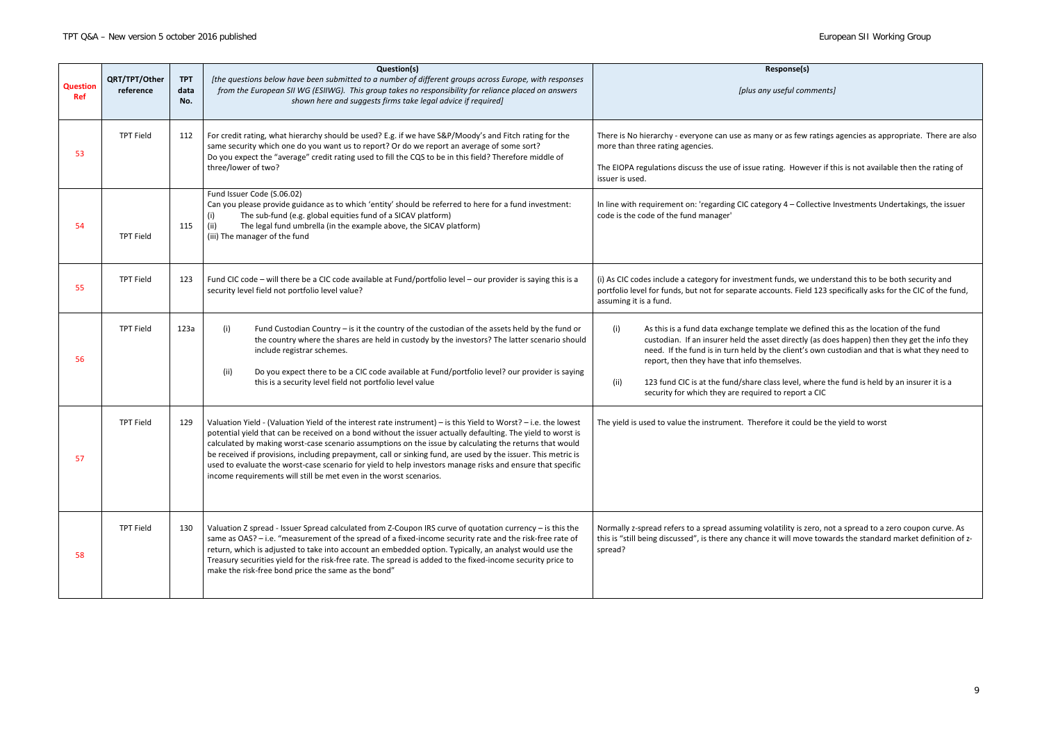| Question Ref | QRT/TPT/Other reference | TPT data No. | Question(s) *[the questions below have been submitted to a number of different groups across Europe, with responses from the European SII WG (ESIIWG). This group takes no responsibility for reliance placed on answers shown here and suggests firms take legal advice if required]* | Response(s) *[plus any useful comments]* |
|---|---|---|---|---|
| 53 | TPT Field | 112 | For credit rating, what hierarchy should be used? E.g. if we have S&P/Moody's and Fitch rating for the same security which one do you want us to report? Or do we report an average of some sort? Do you expect the "average" credit rating used to fill the CQS to be in this field? Therefore middle of three/lower of two? | There is No hierarchy - everyone can use as many or as few ratings agencies as appropriate. There are also more than three rating agencies. The EIOPA regulations discuss the use of issue rating. However if this is not available then the rating of issuer is used. |
| 54 | TPT Field | 115 | Fund Issuer Code (S.06.02) Can you please provide guidance as to which 'entity' should be referred to here for a fund investment: (i) The sub-fund (e.g. global equities fund of a SICAV platform) (ii) The legal fund umbrella (in the example above, the SICAV platform) (iii) The manager of the fund | In line with requirement on: 'regarding CIC category 4 – Collective Investments Undertakings, the issuer code is the code of the fund manager' |
| 55 | TPT Field | 123 | Fund CIC code – will there be a CIC code available at Fund/portfolio level – our provider is saying this is a security level field not portfolio level value? | (i) As CIC codes include a category for investment funds, we understand this to be both security and portfolio level for funds, but not for separate accounts. Field 123 specifically asks for the CIC of the fund, assuming it is a fund. |
| 56 | TPT Field | 123a | (i) Fund Custodian Country – is it the country of the custodian of the assets held by the fund or the country where the shares are held in custody by the investors? The latter scenario should include registrar schemes. (ii) Do you expect there to be a CIC code available at Fund/portfolio level? our provider is saying this is a security level field not portfolio level value | (i) As this is a fund data exchange template we defined this as the location of the fund custodian. If an insurer held the asset directly (as does happen) then they get the info they need. If the fund is in turn held by the client's own custodian and that is what they need to report, then they have that info themselves. (ii) 123 fund CIC is at the fund/share class level, where the fund is held by an insurer it is a security for which they are required to report a CIC |
| 57 | TPT Field | 129 | Valuation Yield - (Valuation Yield of the interest rate instrument) – is this Yield to Worst? – i.e. the lowest potential yield that can be received on a bond without the issuer actually defaulting. The yield to worst is calculated by making worst-case scenario assumptions on the issue by calculating the returns that would be received if provisions, including prepayment, call or sinking fund, are used by the issuer. This metric is used to evaluate the worst-case scenario for yield to help investors manage risks and ensure that specific income requirements will still be met even in the worst scenarios. | The yield is used to value the instrument. Therefore it could be the yield to worst |
| 58 | TPT Field | 130 | Valuation Z spread - Issuer Spread calculated from Z-Coupon IRS curve of quotation currency – is this the same as OAS? – i.e. "measurement of the spread of a fixed-income security rate and the risk-free rate of return, which is adjusted to take into account an embedded option. Typically, an analyst would use the Treasury securities yield for the risk-free rate. The spread is added to the fixed-income security price to make the risk-free bond price the same as the bond" | Normally z-spread refers to a spread assuming volatility is zero, not a spread to a zero coupon curve. As this is "still being discussed", is there any chance it will move towards the standard market definition of z-spread? |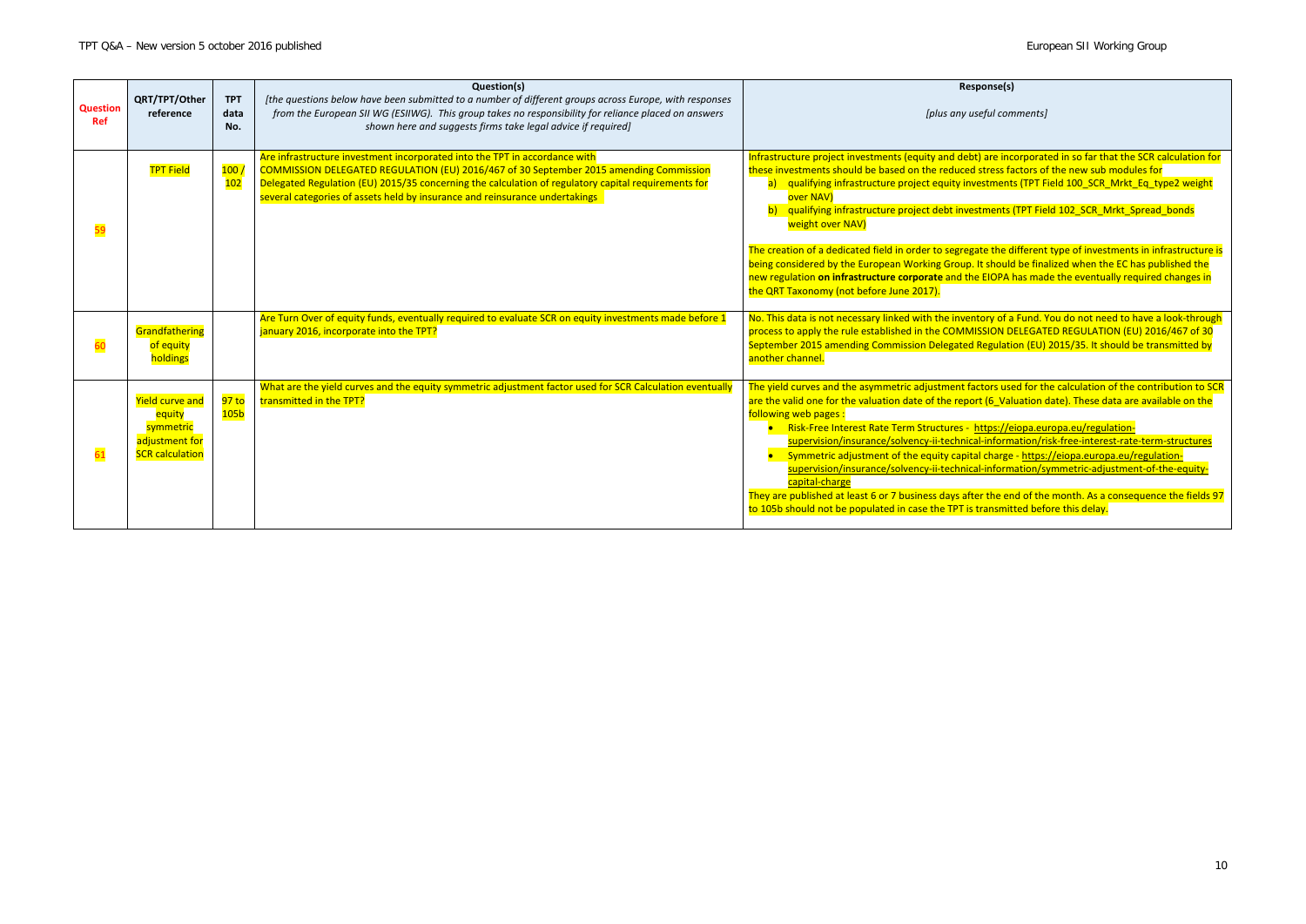| Question Ref | QRT/TPT/Other reference | TPT data No. | Question(s) *[the questions below have been submitted to a number of different groups across Europe, with responses from the European SII WG (ESIIWG). This group takes no responsibility for reliance placed on answers shown here and suggests firms take legal advice if required]* | Response(s) *[plus any useful comments]* |
|---|---|---|---|---|
| 59 | TPT Field | 100 / 102 | Are infrastructure investment incorporated into the TPT in accordance with COMMISSION DELEGATED REGULATION (EU) 2016/467 of 30 September 2015 amending Commission Delegated Regulation (EU) 2015/35 concerning the calculation of regulatory capital requirements for several categories of assets held by insurance and reinsurance undertakings | Infrastructure project investments (equity and debt) are incorporated in so far that the SCR calculation for these investments should be based on the reduced stress factors of the new sub modules for<br>a) qualifying infrastructure project equity investments (TPT Field 100_SCR_Mrkt_Eq_type2 weight over NAV)<br>b) qualifying infrastructure project debt investments (TPT Field 102_SCR_Mrkt_Spread_bonds weight over NAV)<br><br>The creation of a dedicated field in order to segregate the different type of investments in infrastructure is being considered by the European Working Group. It should be finalized when the EC has published the new regulation **on infrastructure corporate** and the EIOPA has made the eventually required changes in the QRT Taxonomy (not before June 2017). |
| 60 | Grandfathering of equity holdings | | Are Turn Over of equity funds, eventually required to evaluate SCR on equity investments made before 1 january 2016, incorporate into the TPT? | No. This data is not necessary linked with the inventory of a Fund. You do not need to have a look-through process to apply the rule established in the COMMISSION DELEGATED REGULATION (EU) 2016/467 of 30 September 2015 amending Commission Delegated Regulation (EU) 2015/35. It should be transmitted by another channel. |
| 61 | Yield curve and equity symmetric adjustment for SCR calculation | 97 to 105b | What are the yield curves and the equity symmetric adjustment factor used for SCR Calculation eventually transmitted in the TPT? | The yield curves and the asymmetric adjustment factors used for the calculation of the contribution to SCR are the valid one for the valuation date of the report (6_Valuation date). These data are available on the following web pages :<br>• Risk-Free Interest Rate Term Structures - https://eiopa.europa.eu/regulation-supervision/insurance/solvency-ii-technical-information/risk-free-interest-rate-term-structures<br>• Symmetric adjustment of the equity capital charge - https://eiopa.europa.eu/regulation-supervision/insurance/solvency-ii-technical-information/symmetric-adjustment-of-the-equity-capital-charge<br>They are published at least 6 or 7 business days after the end of the month. As a consequence the fields 97 to 105b should not be populated in case the TPT is transmitted before this delay. |